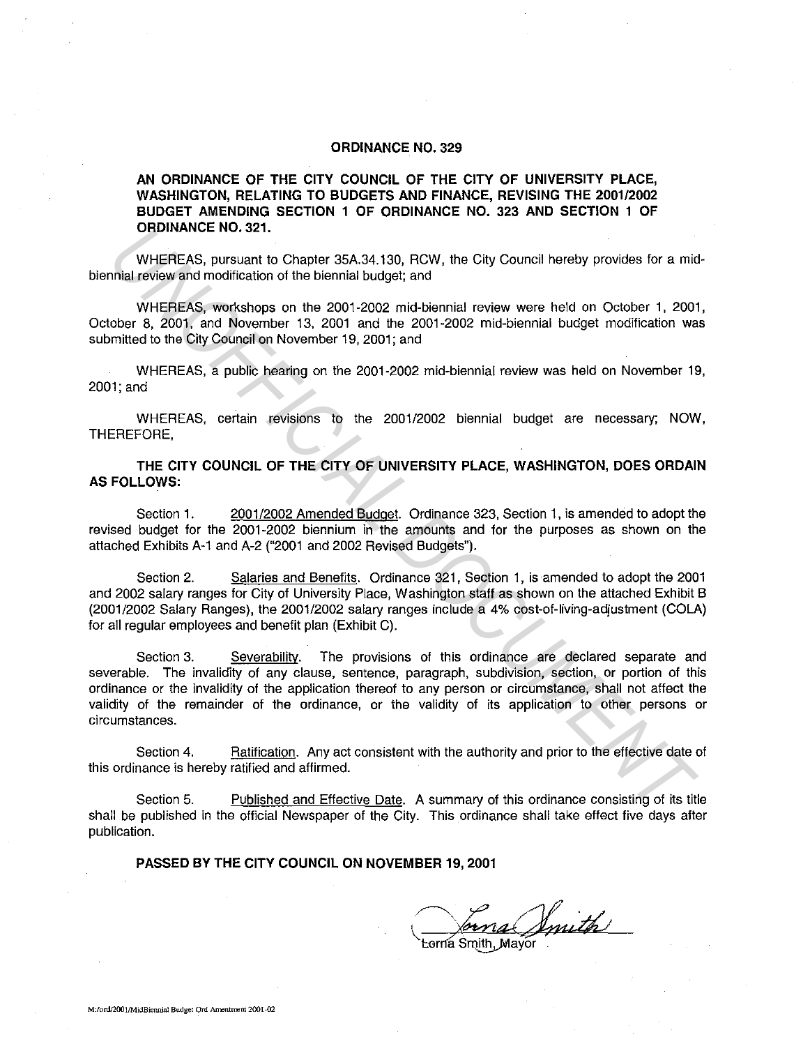# ORDINANCE NO. 329

**AN ORDINANCE OF THE CITY COUNCIL OF THE CITY OF UNIVERSITY PLACE, WASHINGTON, RELATING TO BUDGETS AND FINANCE, REVISING THE 2001/2002 BUDGET AMENDING SECTION 1 OF ORDINANCE NO. 323 AND SECTION 1 OF ORDINANCE NO. 321.**

WHEREAS, pursuant to Chapter 35A.34.130, RCW, the City Council hereby provides for a mid-biennial review and modification of the biennial budget; and

WHEREAS, workshops on the 2001-2002 mid-biennial review were held on October 1, 2001, October 8, 2001, and November 13, 2001 and the 2001-2002 mid-biennial budget modification was submitted to the City Council on November 19, 2001; and

WHEREAS, a public hearing on the 2001-2002 mid-biennial review was held on November 19, 2001; and

WHEREAS, certain revisions to the 2001/2002 biennial budget are necessary; NOW, THEREFORE,

**THE CITY COUNCIL OF THE CITY OF UNIVERSITY PLACE, WASHINGTON, DOES ORDAIN AS FOLLOWS:**

Section 1. <u>2001/2002 Amended Budget</u>. Ordinance 323, Section 1, is amended to adopt the revised budget for the 2001-2002 biennium in the amounts and for the purposes as shown on the attached Exhibits A-1 and A-2 ("2001 and 2002 Revised Budgets").

Section 2. <u>Salaries and Benefits</u>. Ordinance 321, Section 1, is amended to adopt the 2001 and 2002 salary ranges for City of University Place, Washington staff as shown on the attached Exhibit B (2001/2002 Salary Ranges), the 2001/2002 salary ranges include a 4% cost-of-living-adjustment (COLA) for all regular employees and benefit plan (Exhibit C).

Section 3. <u>Severability</u>. The provisions of this ordinance are declared separate and severable. The invalidity of any clause, sentence, paragraph, subdivision, section, or portion of this ordinance or the invalidity of the application thereof to any person or circumstance, shall not affect the validity of the remainder of the ordinance, or the validity of its application to other persons or circumstances.

Section 4. <u>Ratification</u>. Any act consistent with the authority and prior to the effective date of this ordinance is hereby ratified and affirmed.

Section 5. <u>Published and Effective Date</u>. A summary of this ordinance consisting of its title shall be published in the official Newspaper of the City. This ordinance shall take effect five days after publication.

**PASSED BY THE CITY COUNCIL ON NOVEMBER 19, 2001**

Lorna Smith, Mayor

M:/ord/2001/MidBiennial Budget Ord Amendment 2001-02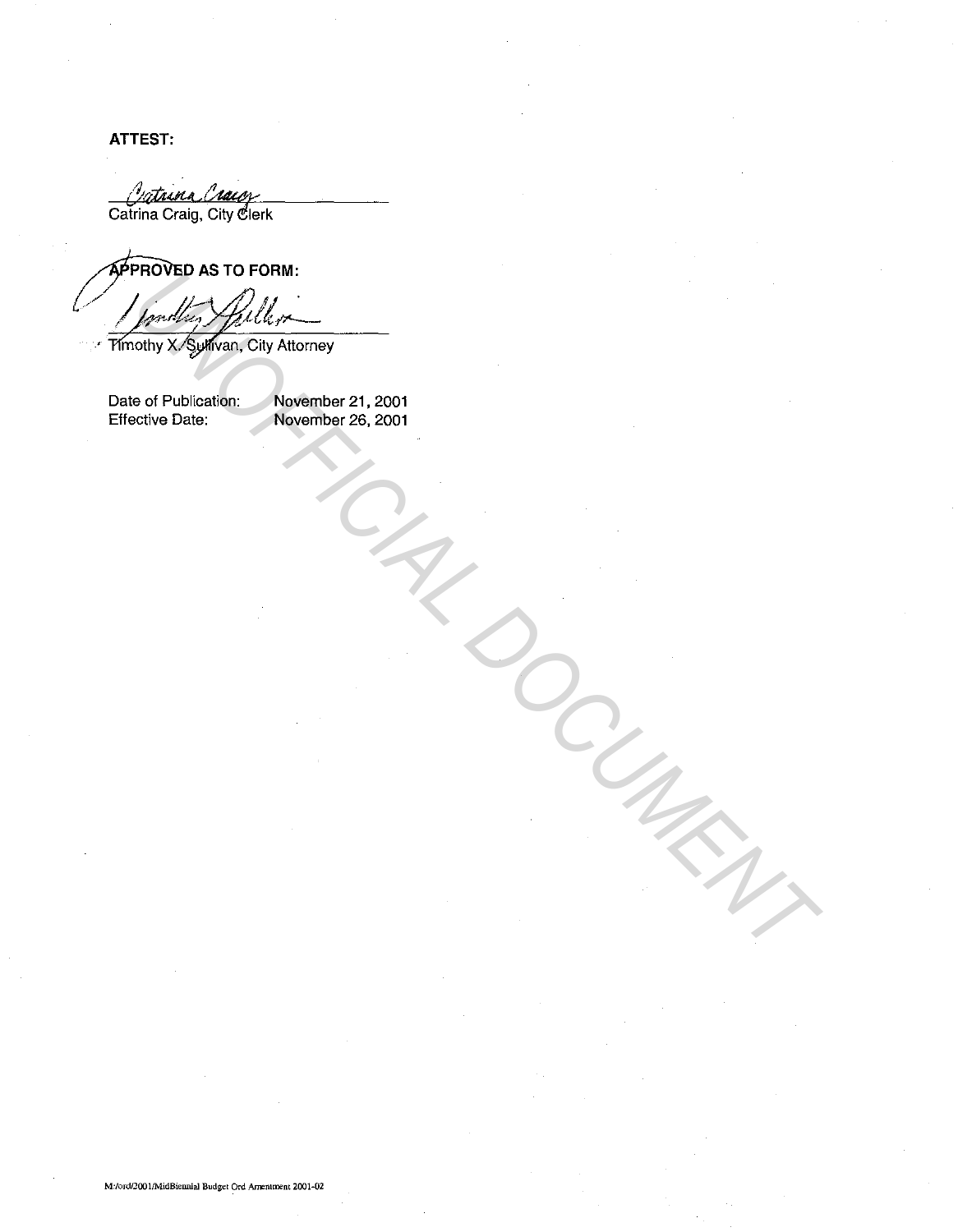**ATTEST:**

Catrina Craig, City Clerk

**APPROVED AS TO FORM:**

Timothy X. Sullivan, City Attorney

Date of Publication: November 21, 2001
Effective Date: November 26, 2001

UNOFFICIAL DOCUMENT

M:/ord/2001/MidBiennial Budget Ord Amendment 2001-02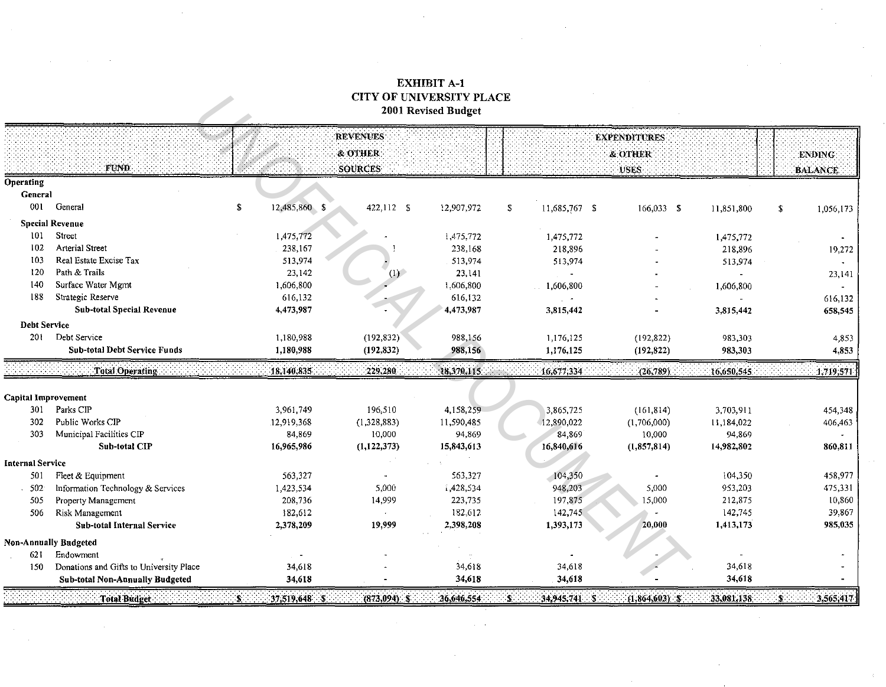# EXHIBIT A-1
## CITY OF UNIVERSITY PLACE
### 2001 Revised Budget

| FUND | | REVENUES & OTHER SOURCES | | | EXPENDITURES & OTHER USES | | | ENDING BALANCE |
|---|---|---|---|---|---|---|---|---|
| **Operating** | | | | | | | | |
| **General** | | | | | | | | |
| 001 | General | $ 12,485,860 | $ 422,112 | $ 12,907,972 | $ 11,685,767 | $ 166,033 | $ 11,851,800 | $ 1,056,173 |
| **Special Revenue** | | | | | | | | |
| 101 | Street | 1,475,772 | - | 1,475,772 | 1,475,772 | - | 1,475,772 | - |
| 102 | Arterial Street | 238,167 | 1 | 238,168 | 218,896 | - | 218,896 | 19,272 |
| 103 | Real Estate Excise Tax | 513,974 | - | 513,974 | 513,974 | - | 513,974 | - |
| 120 | Path & Trails | 23,142 | (1) | 23,141 | - | - | - | 23,141 |
| 140 | Surface Water Mgmt | 1,606,800 | - | 1,606,800 | 1,606,800 | - | 1,606,800 | - |
| 188 | Strategic Reserve | 616,132 | - | 616,132 | - | - | - | 616,132 |
| | **Sub-total Special Revenue** | **4,473,987** | **-** | **4,473,987** | **3,815,442** | **-** | **3,815,442** | **658,545** |
| **Debt Service** | | | | | | | | |
| 201 | Debt Service | 1,180,988 | (192,832) | 988,156 | 1,176,125 | (192,822) | 983,303 | 4,853 |
| | **Sub-total Debt Service Funds** | **1,180,988** | **(192,832)** | **988,156** | **1,176,125** | **(192,822)** | **983,303** | **4,853** |
| | **Total Operating** | **18,140,835** | **229,280** | **18,370,115** | **16,677,334** | **(26,789)** | **16,650,545** | **1,719,571** |
| **Capital Improvement** | | | | | | | | |
| 301 | Parks CIP | 3,961,749 | 196,510 | 4,158,259 | 3,865,725 | (161,814) | 3,703,911 | 454,348 |
| 302 | Public Works CIP | 12,919,368 | (1,328,883) | 11,590,485 | 12,890,022 | (1,706,000) | 11,184,022 | 406,463 |
| 303 | Municipal Facilities CIP | 84,869 | 10,000 | 94,869 | 84,869 | 10,000 | 94,869 | - |
| | **Sub-total CIP** | **16,965,986** | **(1,122,373)** | **15,843,613** | **16,840,616** | **(1,857,814)** | **14,982,802** | **860,811** |
| **Internal Service** | | | | | | | | |
| 501 | Fleet & Equipment | 563,327 | - | 563,327 | 104,350 | - | 104,350 | 458,977 |
| 502 | Information Technology & Services | 1,423,534 | 5,000 | 1,428,534 | 948,203 | 5,000 | 953,203 | 475,331 |
| 505 | Property Management | 208,736 | 14,999 | 223,735 | 197,875 | 15,000 | 212,875 | 10,860 |
| 506 | Risk Management | 182,612 | - | 182,612 | 142,745 | - | 142,745 | 39,867 |
| | **Sub-total Internal Service** | **2,378,209** | **19,999** | **2,398,208** | **1,393,173** | **20,000** | **1,413,173** | **985,035** |
| **Non-Annually Budgeted** | | | | | | | | |
| 621 | Endowment | - | - | - | - | - | - | - |
| 150 | Donations and Gifts to University Place | 34,618 | - | 34,618 | 34,618 | - | 34,618 | - |
| | **Sub-total Non-Annually Budgeted** | **34,618** | **-** | **34,618** | **34,618** | **-** | **34,618** | **-** |
| | **Total Budget** | **$ 37,519,648** | **$ (873,094)** | **$ 36,646,554** | **$ 34,945,741** | **$ (1,864,603)** | **$ 33,081,138** | **$ 3,565,417** |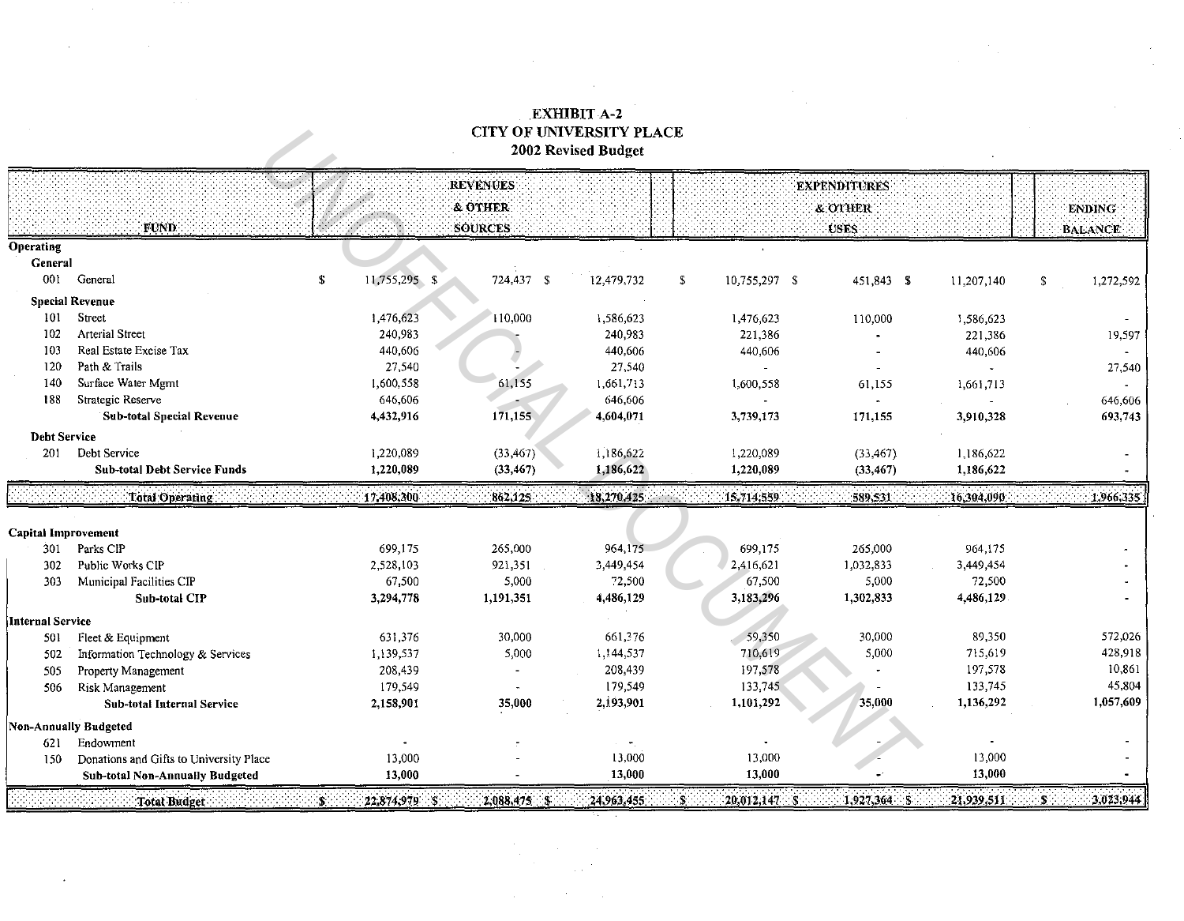# EXHIBIT A-2
## CITY OF UNIVERSITY PLACE
### 2002 Revised Budget

| FUND | | REVENUES & OTHER SOURCES | | | EXPENDITURES & OTHER USES | | | ENDING BALANCE |
|---|---|---|---|---|---|---|---|---|
| **Operating** | | | | | | | | |
| **General** | | | | | | | | |
| 001 | General | $ 11,755,295 | $ 724,437 | $ 12,479,732 | $ 10,755,297 | $ 451,843 | $ 11,207,140 | $ 1,272,592 |
| **Special Revenue** | | | | | | | | |
| 101 | Street | 1,476,623 | 110,000 | 1,586,623 | 1,476,623 | 110,000 | 1,586,623 | - |
| 102 | Arterial Street | 240,983 | - | 240,983 | 221,386 | - | 221,386 | 19,597 |
| 103 | Real Estate Excise Tax | 440,606 | - | 440,606 | 440,606 | - | 440,606 | - |
| 120 | Path & Trails | 27,540 | - | 27,540 | - | - | - | 27,540 |
| 140 | Surface Water Mgmt | 1,600,558 | 61,155 | 1,661,713 | 1,600,558 | 61,155 | 1,661,713 | - |
| 188 | Strategic Reserve | 646,606 | - | 646,606 | - | - | - | 646,606 |
| | **Sub-total Special Revenue** | **4,432,916** | **171,155** | **4,604,071** | **3,739,173** | **171,155** | **3,910,328** | **693,743** |
| **Debt Service** | | | | | | | | |
| 201 | Debt Service | 1,220,089 | (33,467) | 1,186,622 | 1,220,089 | (33,467) | 1,186,622 | - |
| | **Sub-total Debt Service Funds** | **1,220,089** | **(33,467)** | **1,186,622** | **1,220,089** | **(33,467)** | **1,186,622** | **-** |
| | **Total Operating** | **17,408,300** | **862,125** | **18,270,425** | **15,714,559** | **589,531** | **16,304,090** | **1,966,335** |
| **Capital Improvement** | | | | | | | | |
| 301 | Parks CIP | 699,175 | 265,000 | 964,175 | 699,175 | 265,000 | 964,175 | - |
| 302 | Public Works CIP | 2,528,103 | 921,351 | 3,449,454 | 2,416,621 | 1,032,833 | 3,449,454 | - |
| 303 | Municipal Facilities CIP | 67,500 | 5,000 | 72,500 | 67,500 | 5,000 | 72,500 | - |
| | **Sub-total CIP** | **3,294,778** | **1,191,351** | **4,486,129** | **3,183,296** | **1,302,833** | **4,486,129** | **-** |
| **Internal Service** | | | | | | | | |
| 501 | Fleet & Equipment | 631,376 | 30,000 | 661,376 | 59,350 | 30,000 | 89,350 | 572,026 |
| 502 | Information Technology & Services | 1,139,537 | 5,000 | 1,144,537 | 710,619 | 5,000 | 715,619 | 428,918 |
| 505 | Property Management | 208,439 | - | 208,439 | 197,578 | - | 197,578 | 10,861 |
| 506 | Risk Management | 179,549 | - | 179,549 | 133,745 | - | 133,745 | 45,804 |
| | **Sub-total Internal Service** | **2,158,901** | **35,000** | **2,193,901** | **1,101,292** | **35,000** | **1,136,292** | **1,057,609** |
| **Non-Annually Budgeted** | | | | | | | | |
| 621 | Endowment | - | - | - | - | - | - | - |
| 150 | Donations and Gifts to University Place | 13,000 | - | 13,000 | 13,000 | - | 13,000 | - |
| | **Sub-total Non-Annually Budgeted** | **13,000** | **-** | **13,000** | **13,000** | **-** | **13,000** | **-** |
| | **Total Budget** | **$ 22,874,979** | **$ 2,088,475** | **$ 24,963,455** | **$ 20,012,147** | **$ 1,927,364** | **$ 21,939,511** | **$ 3,023,944** |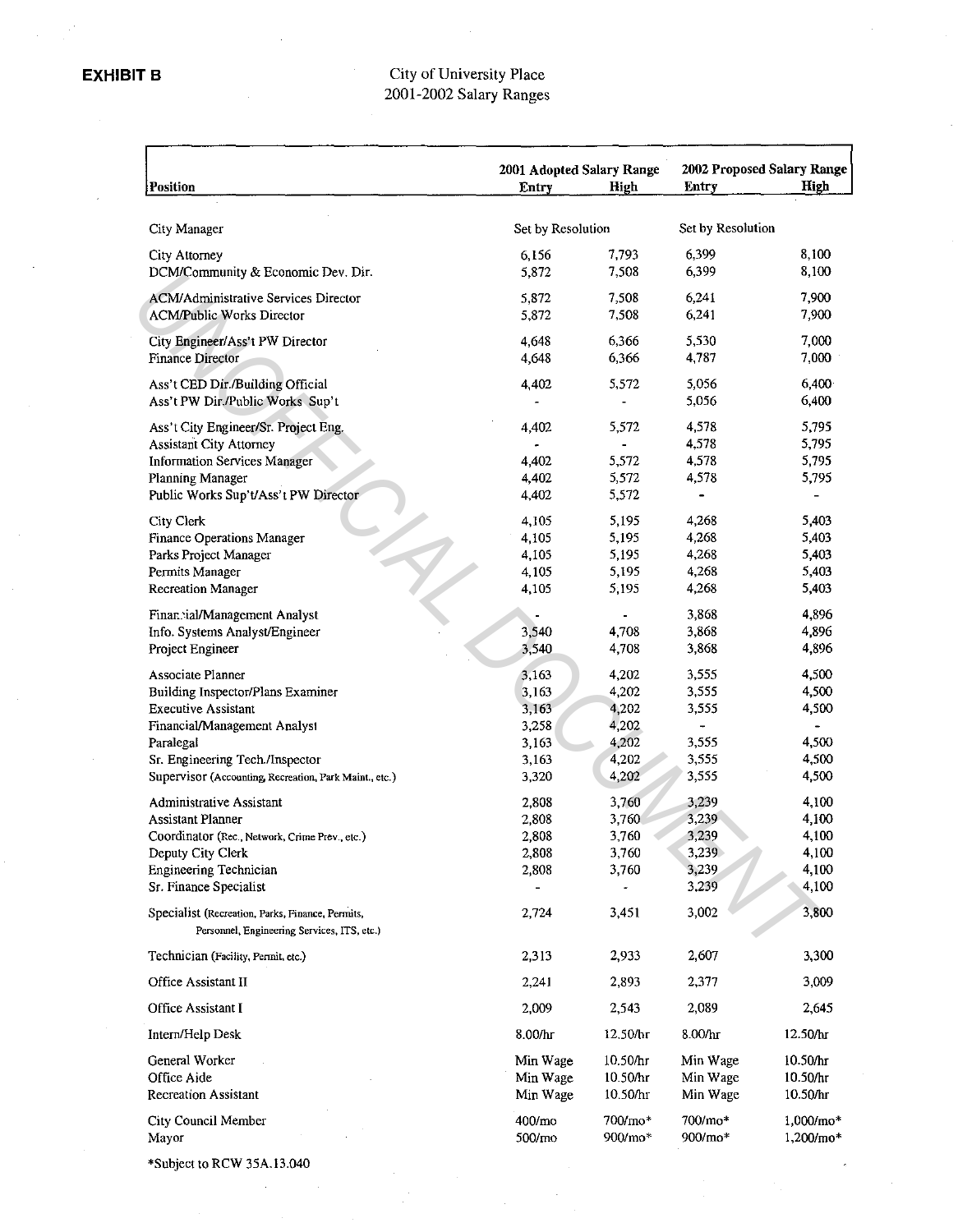**EXHIBIT B**

City of University Place
2001-2002 Salary Ranges

| Position | 2001 Adopted Salary Range | | 2002 Proposed Salary Range | |
|---|---|---|---|---|
| | Entry | High | Entry | High |
| City Manager | Set by Resolution | | Set by Resolution | |
| City Attorney | 6,156 | 7,793 | 6,399 | 8,100 |
| DCM/Community & Economic Dev. Dir. | 5,872 | 7,508 | 6,399 | 8,100 |
| ACM/Administrative Services Director | 5,872 | 7,508 | 6,241 | 7,900 |
| ACM/Public Works Director | 5,872 | 7,508 | 6,241 | 7,900 |
| City Engineer/Ass't PW Director | 4,648 | 6,366 | 5,530 | 7,000 |
| Finance Director | 4,648 | 6,366 | 4,787 | 7,000 |
| Ass't CED Dir./Building Official | 4,402 | 5,572 | 5,056 | 6,400 |
| Ass't PW Dir./Public Works Sup't | - | - | 5,056 | 6,400 |
| Ass't City Engineer/Sr. Project Eng. | 4,402 | 5,572 | 4,578 | 5,795 |
| Assistant City Attorney | - | - | 4,578 | 5,795 |
| Information Services Manager | 4,402 | 5,572 | 4,578 | 5,795 |
| Planning Manager | 4,402 | 5,572 | 4,578 | 5,795 |
| Public Works Sup't/Ass't PW Director | 4,402 | 5,572 | - | - |
| City Clerk | 4,105 | 5,195 | 4,268 | 5,403 |
| Finance Operations Manager | 4,105 | 5,195 | 4,268 | 5,403 |
| Parks Project Manager | 4,105 | 5,195 | 4,268 | 5,403 |
| Permits Manager | 4,105 | 5,195 | 4,268 | 5,403 |
| Recreation Manager | 4,105 | 5,195 | 4,268 | 5,403 |
| Financial/Management Analyst | - | - | 3,868 | 4,896 |
| Info. Systems Analyst/Engineer | 3,540 | 4,708 | 3,868 | 4,896 |
| Project Engineer | 3,540 | 4,708 | 3,868 | 4,896 |
| Associate Planner | 3,163 | 4,202 | 3,555 | 4,500 |
| Building Inspector/Plans Examiner | 3,163 | 4,202 | 3,555 | 4,500 |
| Executive Assistant | 3,163 | 4,202 | 3,555 | 4,500 |
| Financial/Management Analyst | 3,258 | 4,202 | - | - |
| Paralegal | 3,163 | 4,202 | 3,555 | 4,500 |
| Sr. Engineering Tech./Inspector | 3,163 | 4,202 | 3,555 | 4,500 |
| Supervisor (Accounting, Recreation, Park Maint., etc.) | 3,320 | 4,202 | 3,555 | 4,500 |
| Administrative Assistant | 2,808 | 3,760 | 3,239 | 4,100 |
| Assistant Planner | 2,808 | 3,760 | 3,239 | 4,100 |
| Coordinator (Rec., Network, Crime Prev., etc.) | 2,808 | 3,760 | 3,239 | 4,100 |
| Deputy City Clerk | 2,808 | 3,760 | 3,239 | 4,100 |
| Engineering Technician | 2,808 | 3,760 | 3,239 | 4,100 |
| Sr. Finance Specialist | - | - | 3,239 | 4,100 |
| Specialist (Recreation, Parks, Finance, Permits, Personnel, Engineering Services, ITS, etc.) | 2,724 | 3,451 | 3,002 | 3,800 |
| Technician (Facility, Permit, etc.) | 2,313 | 2,933 | 2,607 | 3,300 |
| Office Assistant II | 2,241 | 2,893 | 2,377 | 3,009 |
| Office Assistant I | 2,009 | 2,543 | 2,089 | 2,645 |
| Intern/Help Desk | 8.00/hr | 12.50/hr | 8.00/hr | 12.50/hr |
| General Worker | Min Wage | 10.50/hr | Min Wage | 10.50/hr |
| Office Aide | Min Wage | 10.50/hr | Min Wage | 10.50/hr |
| Recreation Assistant | Min Wage | 10.50/hr | Min Wage | 10.50/hr |
| City Council Member | 400/mo | 700/mo* | 700/mo* | 1,000/mo* |
| Mayor | 500/mo | 900/mo* | 900/mo* | 1,200/mo* |

*Subject to RCW 35A.13.040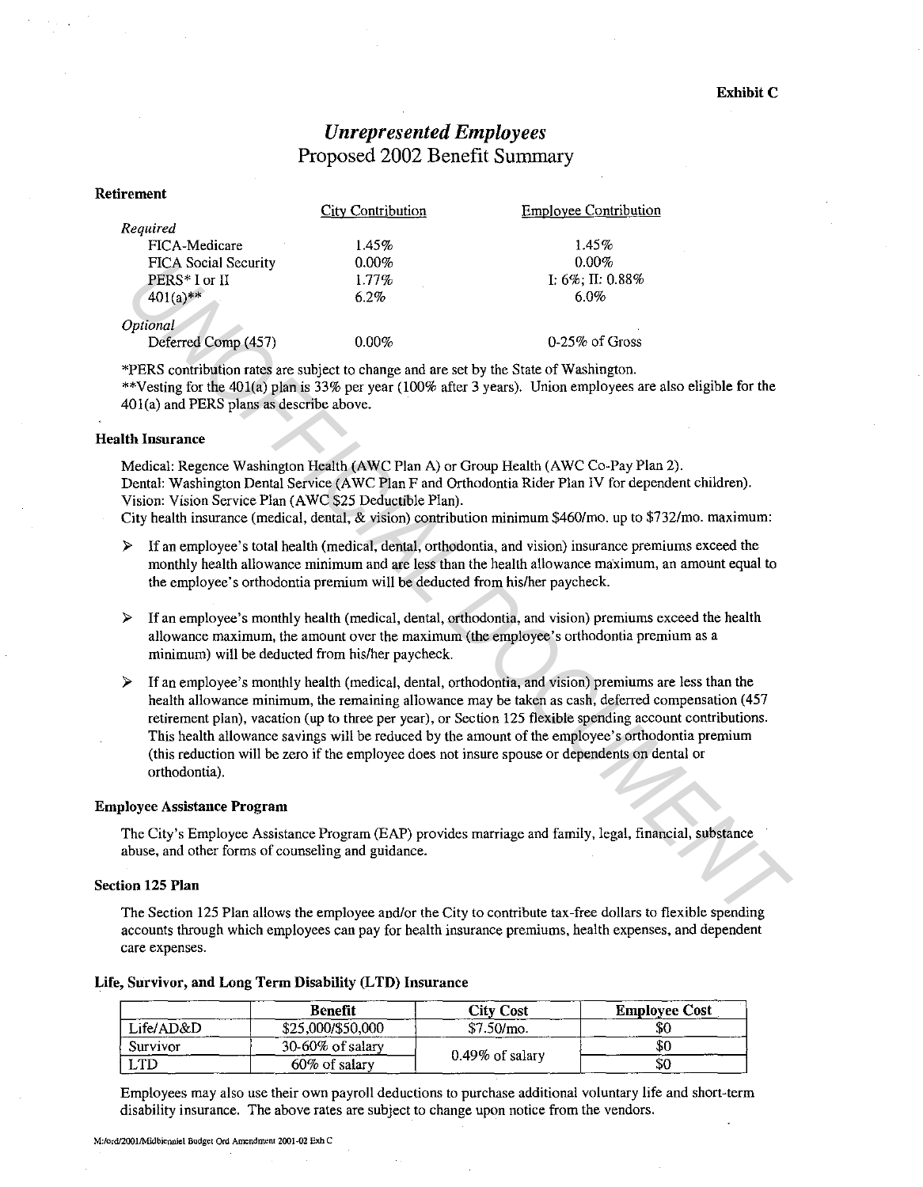**Exhibit C**

# *Unrepresented Employees*
## Proposed 2002 Benefit Summary

### Retirement

| | City Contribution | Employee Contribution |
|---|---|---|
| *Required* | | |
| FICA-Medicare | 1.45% | 1.45% |
| FICA Social Security | 0.00% | 0.00% |
| PERS* I or II | 1.77% | I: 6%; II: 0.88% |
| 401(a)** | 6.2% | 6.0% |
| *Optional* | | |
| Deferred Comp (457) | 0.00% | 0-25% of Gross |

*PERS contribution rates are subject to change and are set by the State of Washington.
**Vesting for the 401(a) plan is 33% per year (100% after 3 years). Union employees are also eligible for the 401(a) and PERS plans as describe above.

### Health Insurance

Medical: Regence Washington Health (AWC Plan A) or Group Health (AWC Co-Pay Plan 2).
Dental: Washington Dental Service (AWC Plan F and Orthodontia Rider Plan IV for dependent children).
Vision: Vision Service Plan (AWC $25 Deductible Plan).
City health insurance (medical, dental, & vision) contribution minimum $460/mo. up to $732/mo. maximum:

- If an employee's total health (medical, dental, orthodontia, and vision) insurance premiums exceed the monthly health allowance minimum and are less than the health allowance maximum, an amount equal to the employee's orthodontia premium will be deducted from his/her paycheck.
- If an employee's monthly health (medical, dental, orthodontia, and vision) premiums exceed the health allowance maximum, the amount over the maximum (the employee's orthodontia premium as a minimum) will be deducted from his/her paycheck.
- If an employee's monthly health (medical, dental, orthodontia, and vision) premiums are less than the health allowance minimum, the remaining allowance may be taken as cash, deferred compensation (457 retirement plan), vacation (up to three per year), or Section 125 flexible spending account contributions. This health allowance savings will be reduced by the amount of the employee's orthodontia premium (this reduction will be zero if the employee does not insure spouse or dependents on dental or orthodontia).

### Employee Assistance Program

The City's Employee Assistance Program (EAP) provides marriage and family, legal, financial, substance abuse, and other forms of counseling and guidance.

### Section 125 Plan

The Section 125 Plan allows the employee and/or the City to contribute tax-free dollars to flexible spending accounts through which employees can pay for health insurance premiums, health expenses, and dependent care expenses.

### Life, Survivor, and Long Term Disability (LTD) Insurance

| | Benefit | City Cost | Employee Cost |
|---|---|---|---|
| Life/AD&D | $25,000/$50,000 | $7.50/mo. | $0 |
| Survivor | 30-60% of salary | 0.49% of salary | $0 |
| LTD | 60% of salary | | $0 |

Employees may also use their own payroll deductions to purchase additional voluntary life and short-term disability insurance. The above rates are subject to change upon notice from the vendors.

M:/ord/2001/Midbiennial Budget Ord Amendment 2001-02 Exh C